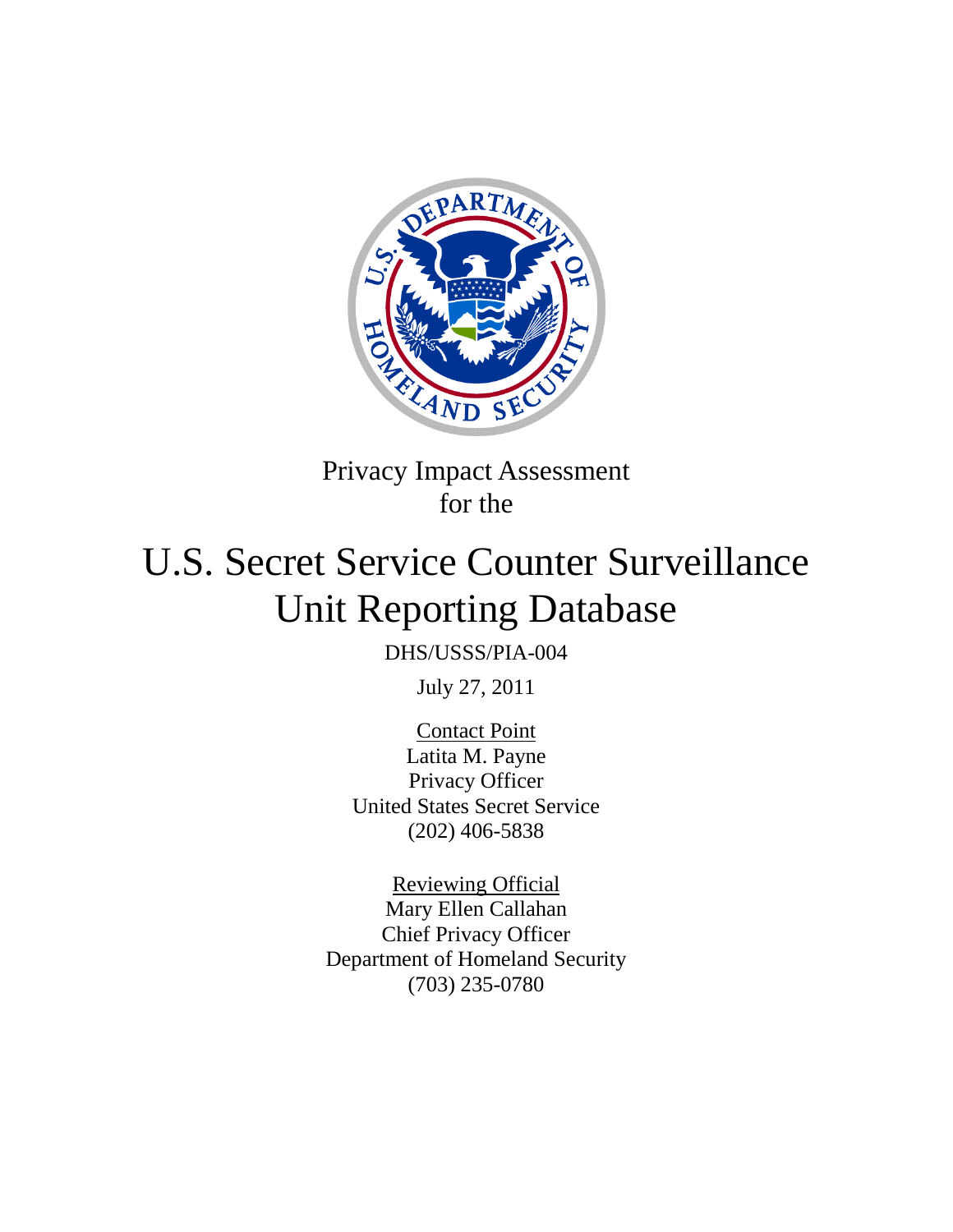Privacy Impact Assessment
for the

# U.S. Secret Service Counter Surveillance Unit Reporting Database

DHS/USSS/PIA-004

July 27, 2011

Contact Point
Latita M. Payne
Privacy Officer
United States Secret Service
(202) 406-5838

Reviewing Official
Mary Ellen Callahan
Chief Privacy Officer
Department of Homeland Security
(703) 235-0780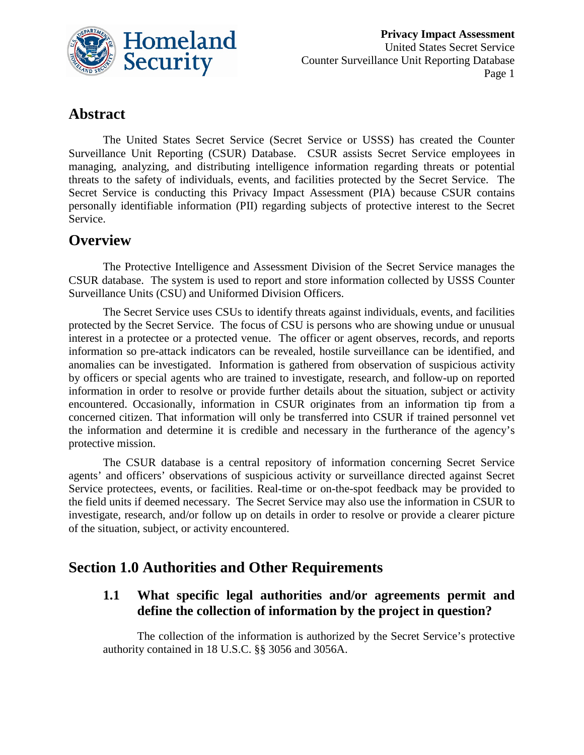## Abstract

The United States Secret Service (Secret Service or USSS) has created the Counter Surveillance Unit Reporting (CSUR) Database. CSUR assists Secret Service employees in managing, analyzing, and distributing intelligence information regarding threats or potential threats to the safety of individuals, events, and facilities protected by the Secret Service. The Secret Service is conducting this Privacy Impact Assessment (PIA) because CSUR contains personally identifiable information (PII) regarding subjects of protective interest to the Secret Service.

## Overview

The Protective Intelligence and Assessment Division of the Secret Service manages the CSUR database. The system is used to report and store information collected by USSS Counter Surveillance Units (CSU) and Uniformed Division Officers.

The Secret Service uses CSUs to identify threats against individuals, events, and facilities protected by the Secret Service. The focus of CSU is persons who are showing undue or unusual interest in a protectee or a protected venue. The officer or agent observes, records, and reports information so pre-attack indicators can be revealed, hostile surveillance can be identified, and anomalies can be investigated. Information is gathered from observation of suspicious activity by officers or special agents who are trained to investigate, research, and follow-up on reported information in order to resolve or provide further details about the situation, subject or activity encountered. Occasionally, information in CSUR originates from an information tip from a concerned citizen. That information will only be transferred into CSUR if trained personnel vet the information and determine it is credible and necessary in the furtherance of the agency's protective mission.

The CSUR database is a central repository of information concerning Secret Service agents' and officers' observations of suspicious activity or surveillance directed against Secret Service protectees, events, or facilities. Real-time or on-the-spot feedback may be provided to the field units if deemed necessary. The Secret Service may also use the information in CSUR to investigate, research, and/or follow up on details in order to resolve or provide a clearer picture of the situation, subject, or activity encountered.

## Section 1.0 Authorities and Other Requirements

### 1.1 What specific legal authorities and/or agreements permit and define the collection of information by the project in question?

The collection of the information is authorized by the Secret Service's protective authority contained in 18 U.S.C. §§ 3056 and 3056A.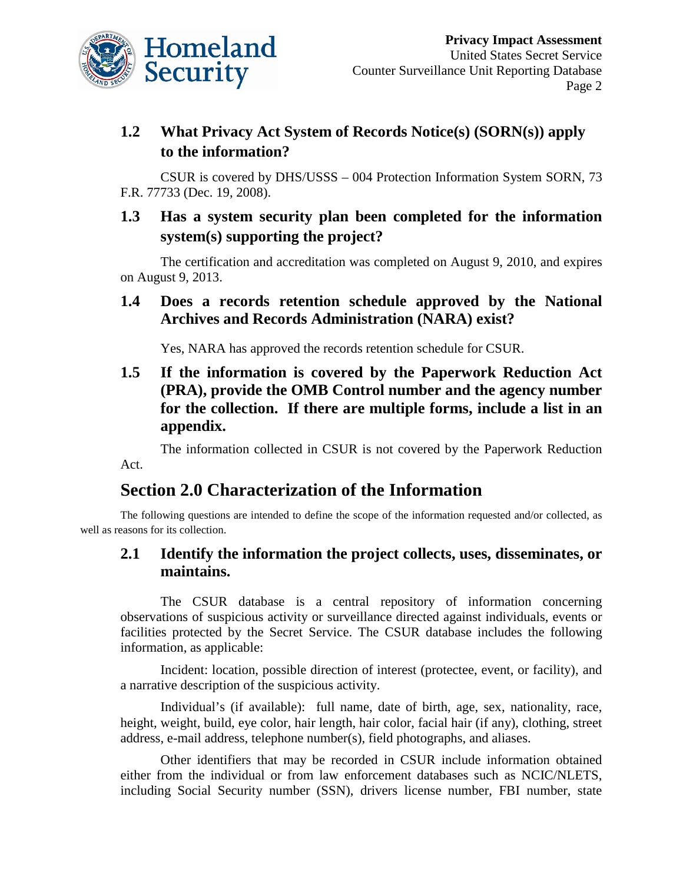### 1.2 What Privacy Act System of Records Notice(s) (SORN(s)) apply to the information?

CSUR is covered by DHS/USSS – 004 Protection Information System SORN, 73 F.R. 77733 (Dec. 19, 2008).

### 1.3 Has a system security plan been completed for the information system(s) supporting the project?

The certification and accreditation was completed on August 9, 2010, and expires on August 9, 2013.

### 1.4 Does a records retention schedule approved by the National Archives and Records Administration (NARA) exist?

Yes, NARA has approved the records retention schedule for CSUR.

### 1.5 If the information is covered by the Paperwork Reduction Act (PRA), provide the OMB Control number and the agency number for the collection. If there are multiple forms, include a list in an appendix.

The information collected in CSUR is not covered by the Paperwork Reduction Act.

## Section 2.0 Characterization of the Information

The following questions are intended to define the scope of the information requested and/or collected, as well as reasons for its collection.

### 2.1 Identify the information the project collects, uses, disseminates, or maintains.

The CSUR database is a central repository of information concerning observations of suspicious activity or surveillance directed against individuals, events or facilities protected by the Secret Service. The CSUR database includes the following information, as applicable:

Incident: location, possible direction of interest (protectee, event, or facility), and a narrative description of the suspicious activity.

Individual's (if available): full name, date of birth, age, sex, nationality, race, height, weight, build, eye color, hair length, hair color, facial hair (if any), clothing, street address, e-mail address, telephone number(s), field photographs, and aliases.

Other identifiers that may be recorded in CSUR include information obtained either from the individual or from law enforcement databases such as NCIC/NLETS, including Social Security number (SSN), drivers license number, FBI number, state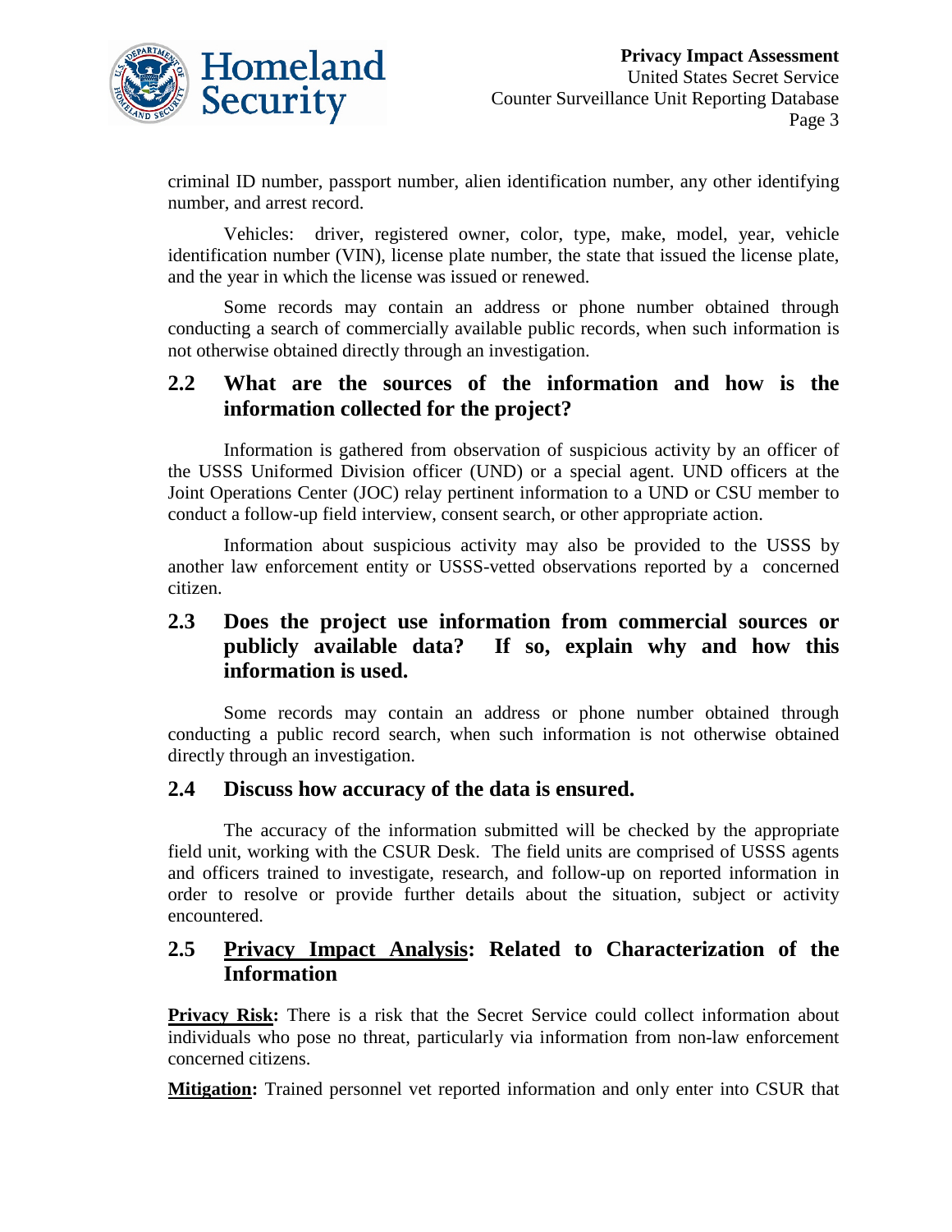criminal ID number, passport number, alien identification number, any other identifying number, and arrest record.

Vehicles: driver, registered owner, color, type, make, model, year, vehicle identification number (VIN), license plate number, the state that issued the license plate, and the year in which the license was issued or renewed.

Some records may contain an address or phone number obtained through conducting a search of commercially available public records, when such information is not otherwise obtained directly through an investigation.

## 2.2 What are the sources of the information and how is the information collected for the project?

Information is gathered from observation of suspicious activity by an officer of the USSS Uniformed Division officer (UND) or a special agent. UND officers at the Joint Operations Center (JOC) relay pertinent information to a UND or CSU member to conduct a follow-up field interview, consent search, or other appropriate action.

Information about suspicious activity may also be provided to the USSS by another law enforcement entity or USSS-vetted observations reported by a concerned citizen.

## 2.3 Does the project use information from commercial sources or publicly available data? If so, explain why and how this information is used.

Some records may contain an address or phone number obtained through conducting a public record search, when such information is not otherwise obtained directly through an investigation.

## 2.4 Discuss how accuracy of the data is ensured.

The accuracy of the information submitted will be checked by the appropriate field unit, working with the CSUR Desk. The field units are comprised of USSS agents and officers trained to investigate, research, and follow-up on reported information in order to resolve or provide further details about the situation, subject or activity encountered.

## 2.5 Privacy Impact Analysis: Related to Characterization of the Information

**Privacy Risk:** There is a risk that the Secret Service could collect information about individuals who pose no threat, particularly via information from non-law enforcement concerned citizens.

**Mitigation:** Trained personnel vet reported information and only enter into CSUR that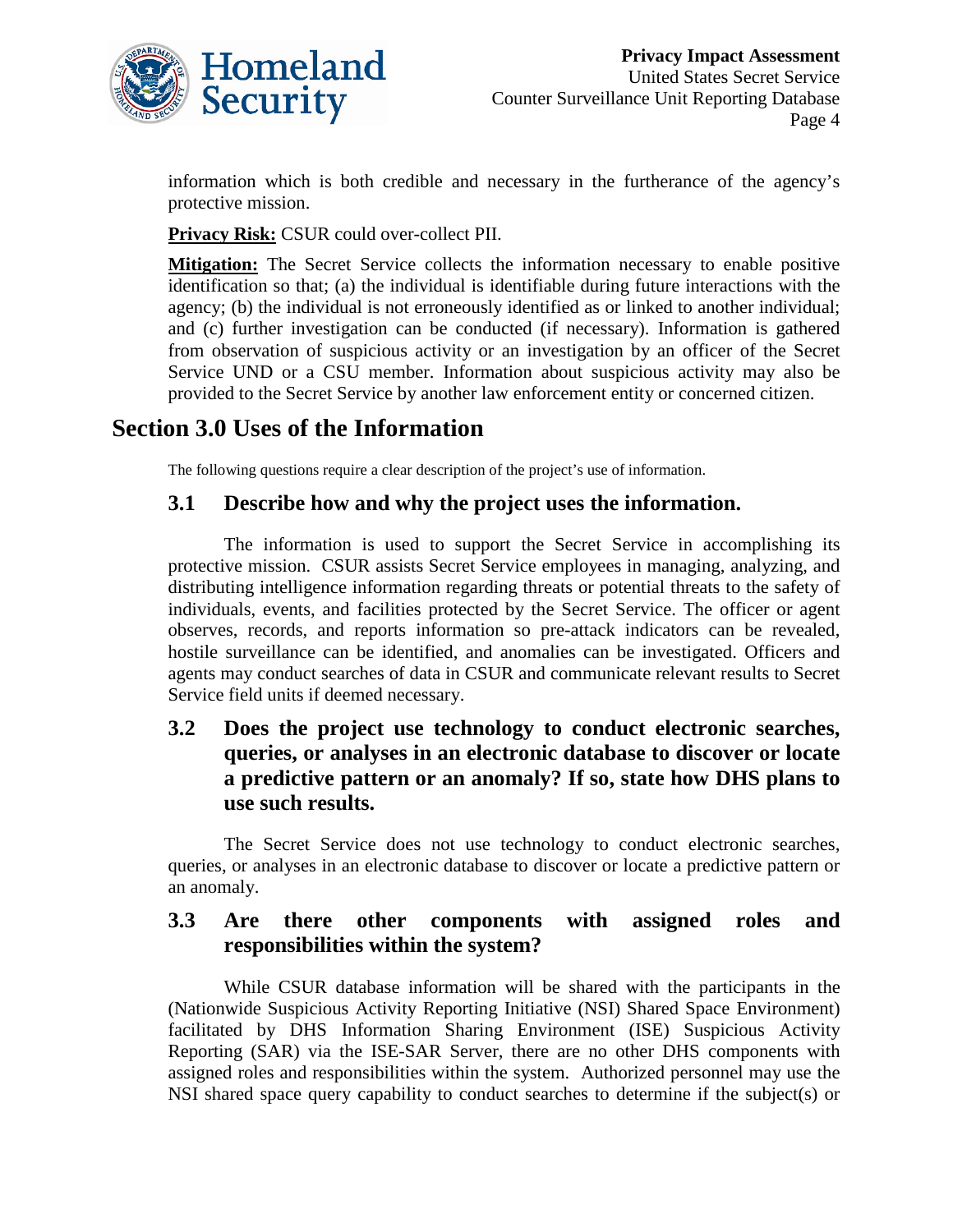information which is both credible and necessary in the furtherance of the agency's protective mission.

**Privacy Risk:** CSUR could over-collect PII.

**Mitigation:** The Secret Service collects the information necessary to enable positive identification so that; (a) the individual is identifiable during future interactions with the agency; (b) the individual is not erroneously identified as or linked to another individual; and (c) further investigation can be conducted (if necessary). Information is gathered from observation of suspicious activity or an investigation by an officer of the Secret Service UND or a CSU member. Information about suspicious activity may also be provided to the Secret Service by another law enforcement entity or concerned citizen.

## Section 3.0 Uses of the Information

The following questions require a clear description of the project's use of information.

### 3.1 Describe how and why the project uses the information.

The information is used to support the Secret Service in accomplishing its protective mission. CSUR assists Secret Service employees in managing, analyzing, and distributing intelligence information regarding threats or potential threats to the safety of individuals, events, and facilities protected by the Secret Service. The officer or agent observes, records, and reports information so pre-attack indicators can be revealed, hostile surveillance can be identified, and anomalies can be investigated. Officers and agents may conduct searches of data in CSUR and communicate relevant results to Secret Service field units if deemed necessary.

### 3.2 Does the project use technology to conduct electronic searches, queries, or analyses in an electronic database to discover or locate a predictive pattern or an anomaly? If so, state how DHS plans to use such results.

The Secret Service does not use technology to conduct electronic searches, queries, or analyses in an electronic database to discover or locate a predictive pattern or an anomaly.

### 3.3 Are there other components with assigned roles and responsibilities within the system?

While CSUR database information will be shared with the participants in the (Nationwide Suspicious Activity Reporting Initiative (NSI) Shared Space Environment) facilitated by DHS Information Sharing Environment (ISE) Suspicious Activity Reporting (SAR) via the ISE-SAR Server, there are no other DHS components with assigned roles and responsibilities within the system. Authorized personnel may use the NSI shared space query capability to conduct searches to determine if the subject(s) or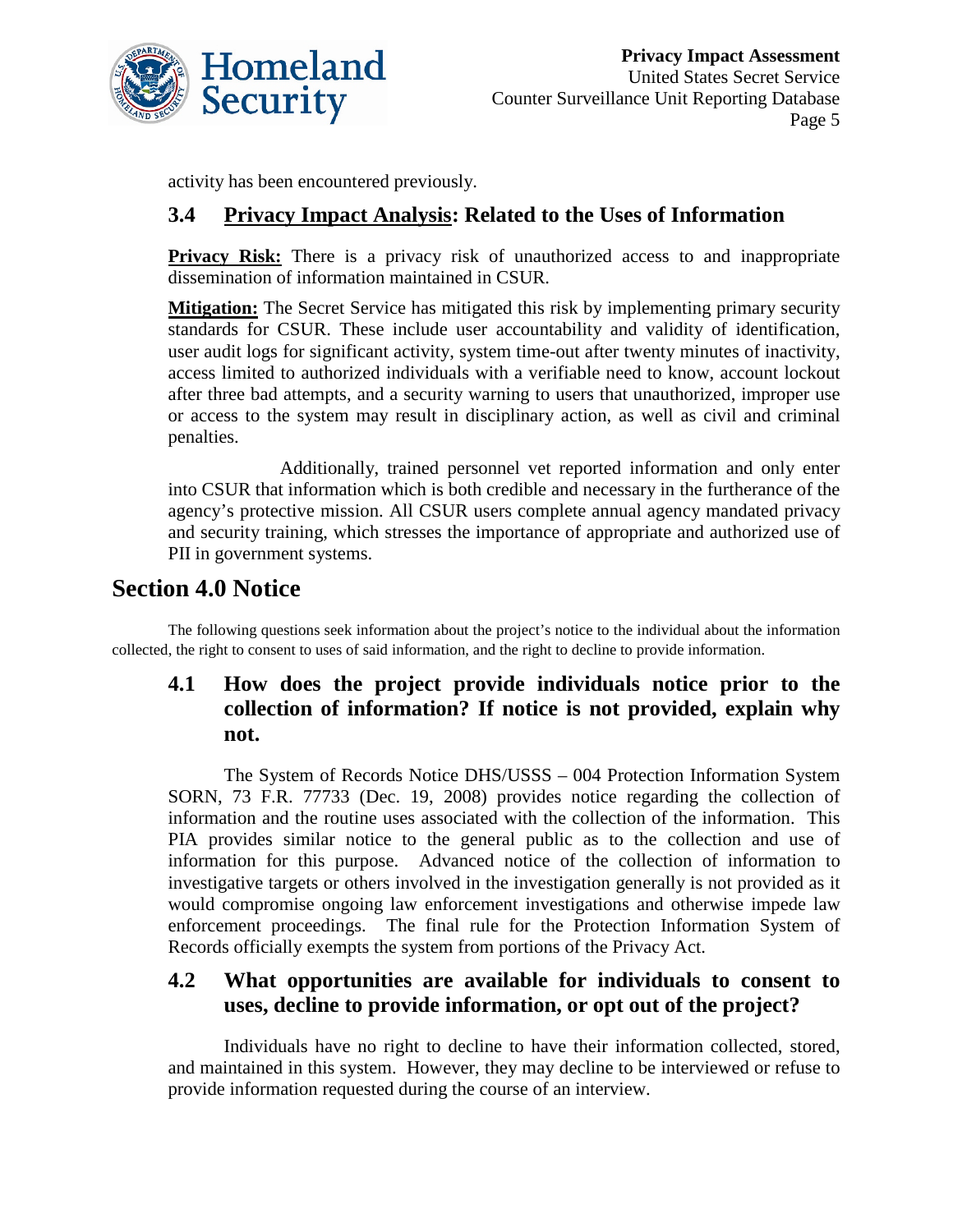activity has been encountered previously.

### 3.4 <u>Privacy Impact Analysis</u>: Related to the Uses of Information

**<u>Privacy Risk:</u>** There is a privacy risk of unauthorized access to and inappropriate dissemination of information maintained in CSUR.

**<u>Mitigation:</u>** The Secret Service has mitigated this risk by implementing primary security standards for CSUR. These include user accountability and validity of identification, user audit logs for significant activity, system time-out after twenty minutes of inactivity, access limited to authorized individuals with a verifiable need to know, account lockout after three bad attempts, and a security warning to users that unauthorized, improper use or access to the system may result in disciplinary action, as well as civil and criminal penalties.

Additionally, trained personnel vet reported information and only enter into CSUR that information which is both credible and necessary in the furtherance of the agency's protective mission. All CSUR users complete annual agency mandated privacy and security training, which stresses the importance of appropriate and authorized use of PII in government systems.

## Section 4.0 Notice

The following questions seek information about the project's notice to the individual about the information collected, the right to consent to uses of said information, and the right to decline to provide information.

### 4.1 How does the project provide individuals notice prior to the collection of information? If notice is not provided, explain why not.

The System of Records Notice DHS/USSS – 004 Protection Information System SORN, 73 F.R. 77733 (Dec. 19, 2008) provides notice regarding the collection of information and the routine uses associated with the collection of the information. This PIA provides similar notice to the general public as to the collection and use of information for this purpose. Advanced notice of the collection of information to investigative targets or others involved in the investigation generally is not provided as it would compromise ongoing law enforcement investigations and otherwise impede law enforcement proceedings. The final rule for the Protection Information System of Records officially exempts the system from portions of the Privacy Act.

### 4.2 What opportunities are available for individuals to consent to uses, decline to provide information, or opt out of the project?

Individuals have no right to decline to have their information collected, stored, and maintained in this system. However, they may decline to be interviewed or refuse to provide information requested during the course of an interview.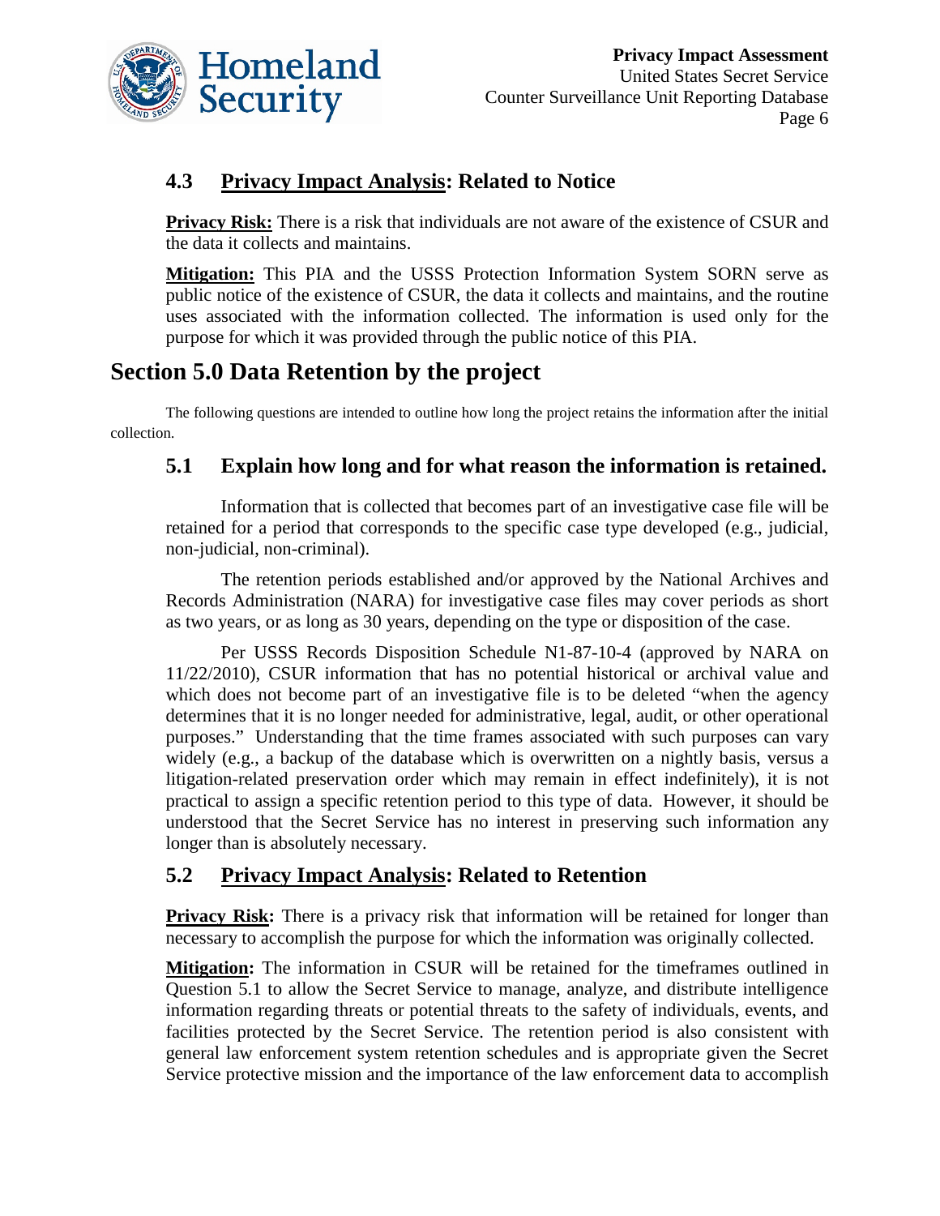### 4.3 Privacy Impact Analysis: Related to Notice

**Privacy Risk:** There is a risk that individuals are not aware of the existence of CSUR and the data it collects and maintains.

**Mitigation:** This PIA and the USSS Protection Information System SORN serve as public notice of the existence of CSUR, the data it collects and maintains, and the routine uses associated with the information collected. The information is used only for the purpose for which it was provided through the public notice of this PIA.

## Section 5.0 Data Retention by the project

The following questions are intended to outline how long the project retains the information after the initial collection.

### 5.1 Explain how long and for what reason the information is retained.

Information that is collected that becomes part of an investigative case file will be retained for a period that corresponds to the specific case type developed (e.g., judicial, non-judicial, non-criminal).

The retention periods established and/or approved by the National Archives and Records Administration (NARA) for investigative case files may cover periods as short as two years, or as long as 30 years, depending on the type or disposition of the case.

Per USSS Records Disposition Schedule N1-87-10-4 (approved by NARA on 11/22/2010), CSUR information that has no potential historical or archival value and which does not become part of an investigative file is to be deleted "when the agency determines that it is no longer needed for administrative, legal, audit, or other operational purposes." Understanding that the time frames associated with such purposes can vary widely (e.g., a backup of the database which is overwritten on a nightly basis, versus a litigation-related preservation order which may remain in effect indefinitely), it is not practical to assign a specific retention period to this type of data. However, it should be understood that the Secret Service has no interest in preserving such information any longer than is absolutely necessary.

### 5.2 Privacy Impact Analysis: Related to Retention

**Privacy Risk:** There is a privacy risk that information will be retained for longer than necessary to accomplish the purpose for which the information was originally collected.

**Mitigation:** The information in CSUR will be retained for the timeframes outlined in Question 5.1 to allow the Secret Service to manage, analyze, and distribute intelligence information regarding threats or potential threats to the safety of individuals, events, and facilities protected by the Secret Service. The retention period is also consistent with general law enforcement system retention schedules and is appropriate given the Secret Service protective mission and the importance of the law enforcement data to accomplish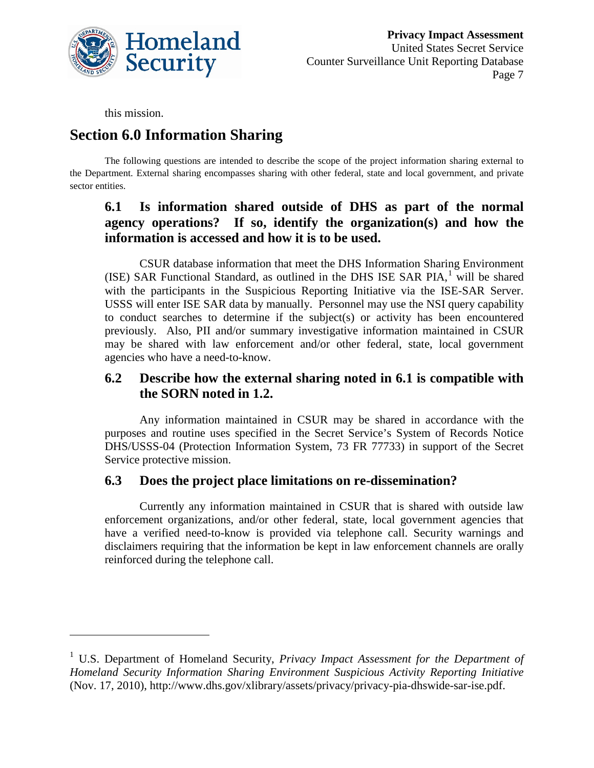this mission.

# Section 6.0 Information Sharing

The following questions are intended to describe the scope of the project information sharing external to the Department. External sharing encompasses sharing with other federal, state and local government, and private sector entities.

## 6.1 Is information shared outside of DHS as part of the normal agency operations? If so, identify the organization(s) and how the information is accessed and how it is to be used.

CSUR database information that meet the DHS Information Sharing Environment (ISE) SAR Functional Standard, as outlined in the DHS ISE SAR PIA,[1] will be shared with the participants in the Suspicious Reporting Initiative via the ISE-SAR Server. USSS will enter ISE SAR data by manually. Personnel may use the NSI query capability to conduct searches to determine if the subject(s) or activity has been encountered previously. Also, PII and/or summary investigative information maintained in CSUR may be shared with law enforcement and/or other federal, state, local government agencies who have a need-to-know.

## 6.2 Describe how the external sharing noted in 6.1 is compatible with the SORN noted in 1.2.

Any information maintained in CSUR may be shared in accordance with the purposes and routine uses specified in the Secret Service's System of Records Notice DHS/USSS-04 (Protection Information System, 73 FR 77733) in support of the Secret Service protective mission.

## 6.3 Does the project place limitations on re-dissemination?

Currently any information maintained in CSUR that is shared with outside law enforcement organizations, and/or other federal, state, local government agencies that have a verified need-to-know is provided via telephone call. Security warnings and disclaimers requiring that the information be kept in law enforcement channels are orally reinforced during the telephone call.

---

[1] U.S. Department of Homeland Security, *Privacy Impact Assessment for the Department of Homeland Security Information Sharing Environment Suspicious Activity Reporting Initiative* (Nov. 17, 2010), http://www.dhs.gov/xlibrary/assets/privacy/privacy-pia-dhswide-sar-ise.pdf.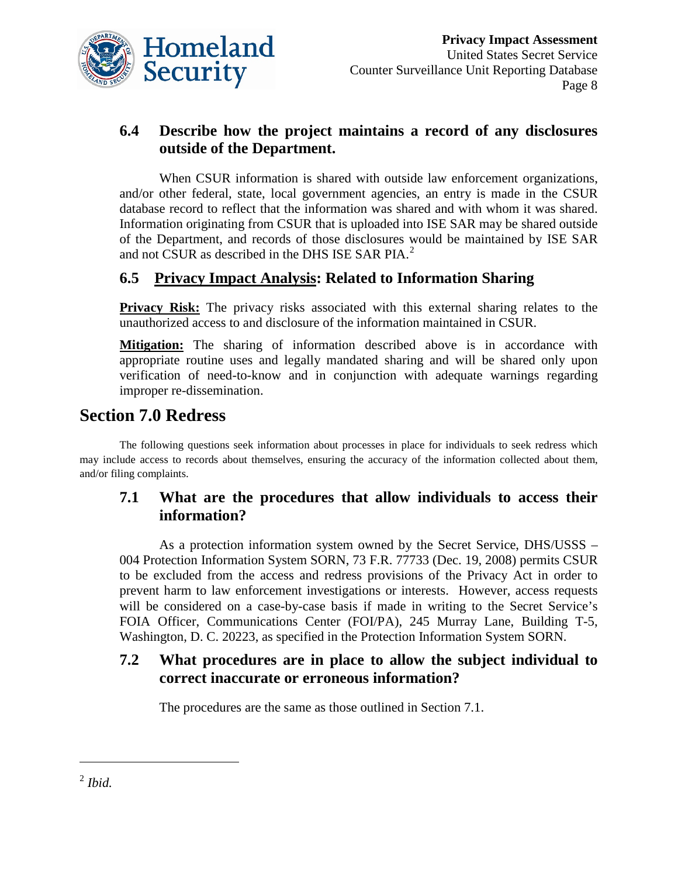### 6.4 Describe how the project maintains a record of any disclosures outside of the Department.

When CSUR information is shared with outside law enforcement organizations, and/or other federal, state, local government agencies, an entry is made in the CSUR database record to reflect that the information was shared and with whom it was shared. Information originating from CSUR that is uploaded into ISE SAR may be shared outside of the Department, and records of those disclosures would be maintained by ISE SAR and not CSUR as described in the DHS ISE SAR PIA.[2]

### 6.5 Privacy Impact Analysis: Related to Information Sharing

**Privacy Risk:** The privacy risks associated with this external sharing relates to the unauthorized access to and disclosure of the information maintained in CSUR.

**Mitigation:** The sharing of information described above is in accordance with appropriate routine uses and legally mandated sharing and will be shared only upon verification of need-to-know and in conjunction with adequate warnings regarding improper re-dissemination.

## Section 7.0 Redress

The following questions seek information about processes in place for individuals to seek redress which may include access to records about themselves, ensuring the accuracy of the information collected about them, and/or filing complaints.

### 7.1 What are the procedures that allow individuals to access their information?

As a protection information system owned by the Secret Service, DHS/USSS – 004 Protection Information System SORN, 73 F.R. 77733 (Dec. 19, 2008) permits CSUR to be excluded from the access and redress provisions of the Privacy Act in order to prevent harm to law enforcement investigations or interests. However, access requests will be considered on a case-by-case basis if made in writing to the Secret Service's FOIA Officer, Communications Center (FOI/PA), 245 Murray Lane, Building T-5, Washington, D. C. 20223, as specified in the Protection Information System SORN.

### 7.2 What procedures are in place to allow the subject individual to correct inaccurate or erroneous information?

The procedures are the same as those outlined in Section 7.1.

---

[2] *Ibid.*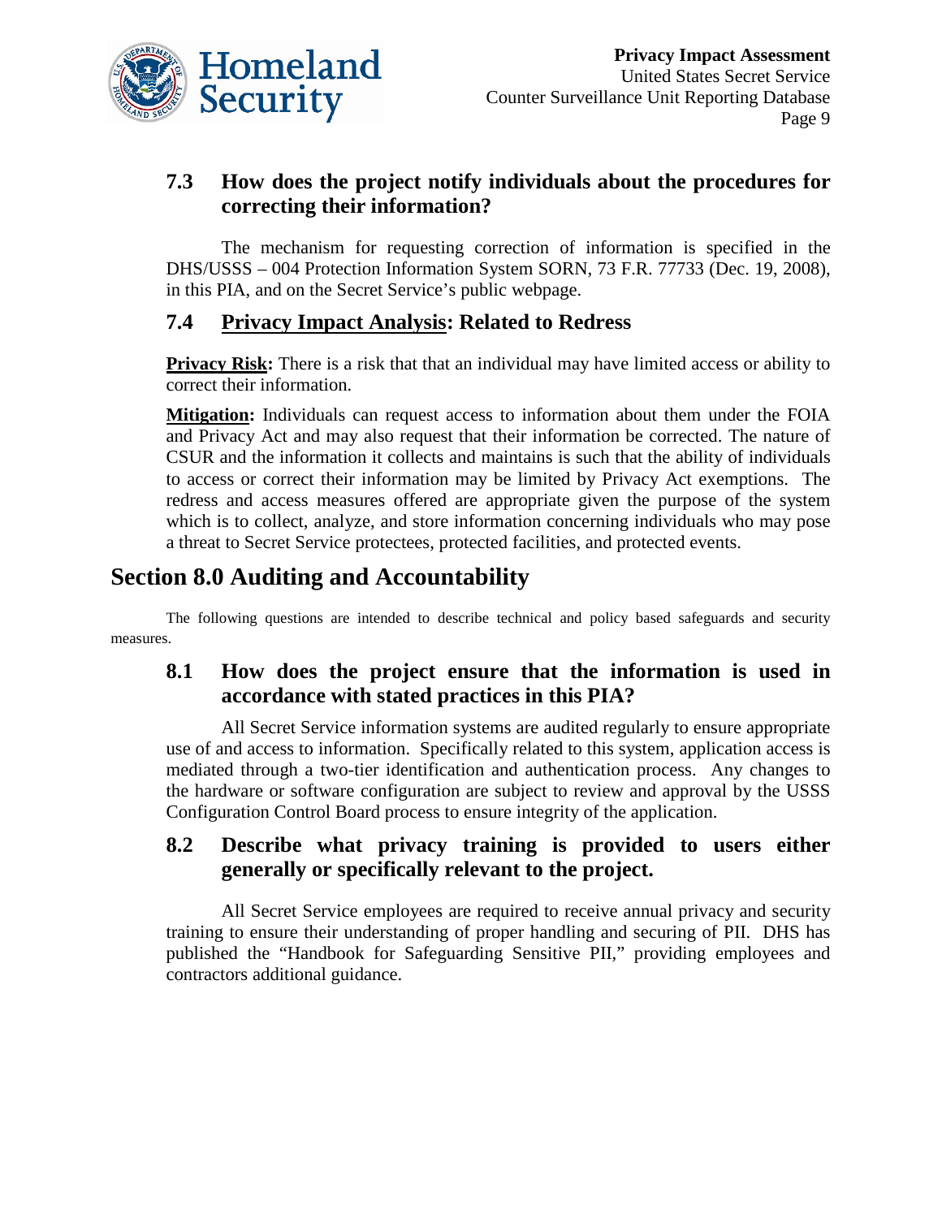### 7.3 How does the project notify individuals about the procedures for correcting their information?

The mechanism for requesting correction of information is specified in the DHS/USSS – 004 Protection Information System SORN, 73 F.R. 77733 (Dec. 19, 2008), in this PIA, and on the Secret Service's public webpage.

### 7.4 Privacy Impact Analysis: Related to Redress

**Privacy Risk:** There is a risk that that an individual may have limited access or ability to correct their information.

**Mitigation:** Individuals can request access to information about them under the FOIA and Privacy Act and may also request that their information be corrected. The nature of CSUR and the information it collects and maintains is such that the ability of individuals to access or correct their information may be limited by Privacy Act exemptions. The redress and access measures offered are appropriate given the purpose of the system which is to collect, analyze, and store information concerning individuals who may pose a threat to Secret Service protectees, protected facilities, and protected events.

## Section 8.0 Auditing and Accountability

The following questions are intended to describe technical and policy based safeguards and security measures.

### 8.1 How does the project ensure that the information is used in accordance with stated practices in this PIA?

All Secret Service information systems are audited regularly to ensure appropriate use of and access to information. Specifically related to this system, application access is mediated through a two-tier identification and authentication process. Any changes to the hardware or software configuration are subject to review and approval by the USSS Configuration Control Board process to ensure integrity of the application.

### 8.2 Describe what privacy training is provided to users either generally or specifically relevant to the project.

All Secret Service employees are required to receive annual privacy and security training to ensure their understanding of proper handling and securing of PII. DHS has published the "Handbook for Safeguarding Sensitive PII," providing employees and contractors additional guidance.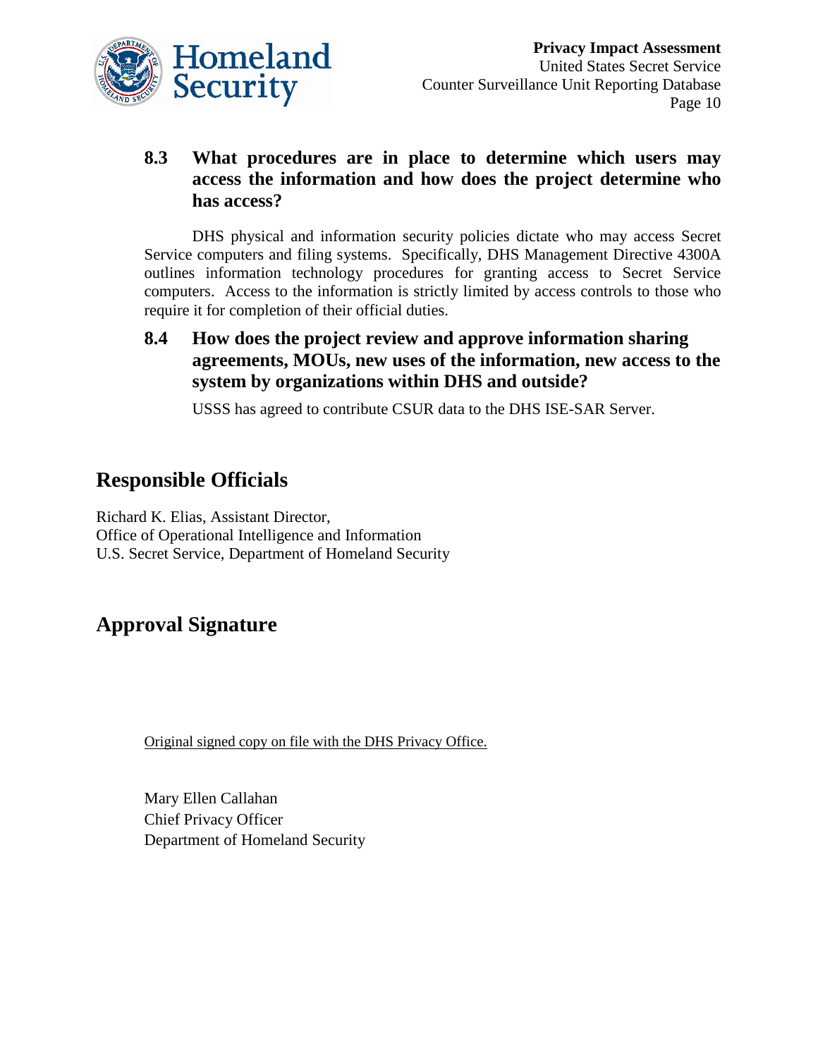### 8.3 What procedures are in place to determine which users may access the information and how does the project determine who has access?

DHS physical and information security policies dictate who may access Secret Service computers and filing systems. Specifically, DHS Management Directive 4300A outlines information technology procedures for granting access to Secret Service computers. Access to the information is strictly limited by access controls to those who require it for completion of their official duties.

### 8.4 How does the project review and approve information sharing agreements, MOUs, new uses of the information, new access to the system by organizations within DHS and outside?

USSS has agreed to contribute CSUR data to the DHS ISE-SAR Server.

## Responsible Officials

Richard K. Elias, Assistant Director,
Office of Operational Intelligence and Information
U.S. Secret Service, Department of Homeland Security

## Approval Signature

Original signed copy on file with the DHS Privacy Office.

Mary Ellen Callahan
Chief Privacy Officer
Department of Homeland Security